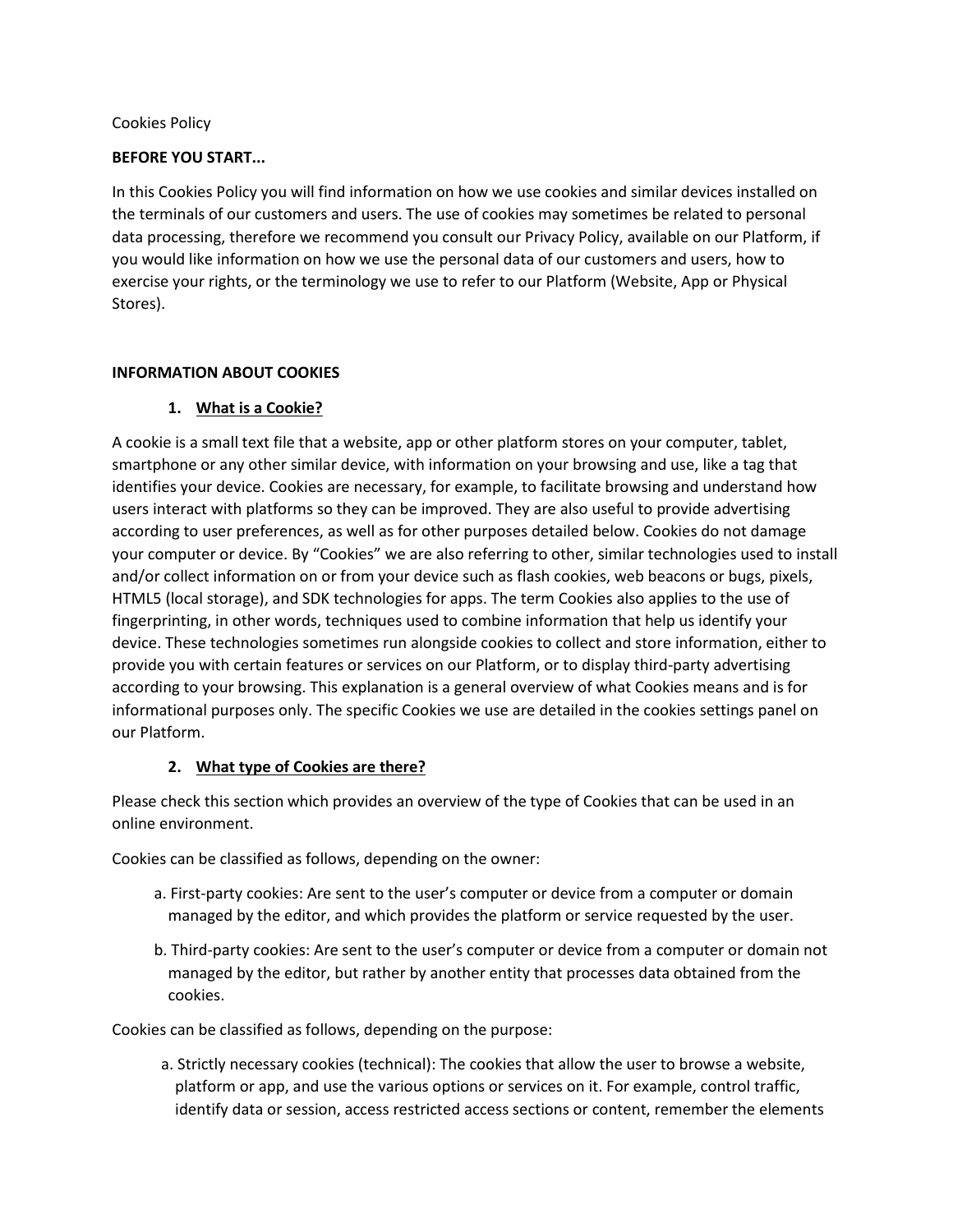Cookies Policy

**BEFORE YOU START...**

In this Cookies Policy you will find information on how we use cookies and similar devices installed on the terminals of our customers and users. The use of cookies may sometimes be related to personal data processing, therefore we recommend you consult our Privacy Policy, available on our Platform, if you would like information on how we use the personal data of our customers and users, how to exercise your rights, or the terminology we use to refer to our Platform (Website, App or Physical Stores).

**INFORMATION ABOUT COOKIES**

1. **<u>What is a Cookie?</u>**

A cookie is a small text file that a website, app or other platform stores on your computer, tablet, smartphone or any other similar device, with information on your browsing and use, like a tag that identifies your device. Cookies are necessary, for example, to facilitate browsing and understand how users interact with platforms so they can be improved. They are also useful to provide advertising according to user preferences, as well as for other purposes detailed below. Cookies do not damage your computer or device. By "Cookies" we are also referring to other, similar technologies used to install and/or collect information on or from your device such as flash cookies, web beacons or bugs, pixels, HTML5 (local storage), and SDK technologies for apps. The term Cookies also applies to the use of fingerprinting, in other words, techniques used to combine information that help us identify your device. These technologies sometimes run alongside cookies to collect and store information, either to provide you with certain features or services on our Platform, or to display third-party advertising according to your browsing. This explanation is a general overview of what Cookies means and is for informational purposes only. The specific Cookies we use are detailed in the cookies settings panel on our Platform.

2. **<u>What type of Cookies are there?</u>**

Please check this section which provides an overview of the type of Cookies that can be used in an online environment.

Cookies can be classified as follows, depending on the owner:

a. First-party cookies: Are sent to the user's computer or device from a computer or domain managed by the editor, and which provides the platform or service requested by the user.

b. Third-party cookies: Are sent to the user's computer or device from a computer or domain not managed by the editor, but rather by another entity that processes data obtained from the cookies.

Cookies can be classified as follows, depending on the purpose:

a. Strictly necessary cookies (technical): The cookies that allow the user to browse a website, platform or app, and use the various options or services on it. For example, control traffic, identify data or session, access restricted access sections or content, remember the elements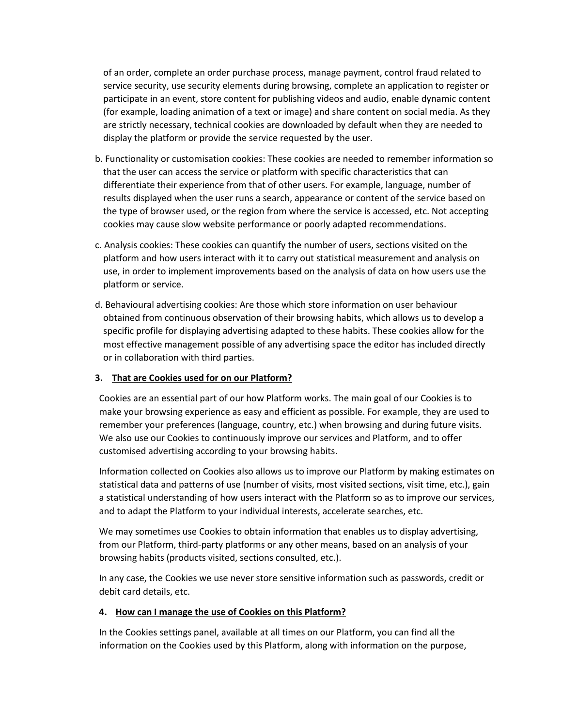of an order, complete an order purchase process, manage payment, control fraud related to service security, use security elements during browsing, complete an application to register or participate in an event, store content for publishing videos and audio, enable dynamic content (for example, loading animation of a text or image) and share content on social media. As they are strictly necessary, technical cookies are downloaded by default when they are needed to display the platform or provide the service requested by the user.

b. Functionality or customisation cookies: These cookies are needed to remember information so that the user can access the service or platform with specific characteristics that can differentiate their experience from that of other users. For example, language, number of results displayed when the user runs a search, appearance or content of the service based on the type of browser used, or the region from where the service is accessed, etc. Not accepting cookies may cause slow website performance or poorly adapted recommendations.

c. Analysis cookies: These cookies can quantify the number of users, sections visited on the platform and how users interact with it to carry out statistical measurement and analysis on use, in order to implement improvements based on the analysis of data on how users use the platform or service.

d. Behavioural advertising cookies: Are those which store information on user behaviour obtained from continuous observation of their browsing habits, which allows us to develop a specific profile for displaying advertising adapted to these habits. These cookies allow for the most effective management possible of any advertising space the editor has included directly or in collaboration with third parties.

### 3. That are Cookies used for on our Platform?

Cookies are an essential part of our how Platform works. The main goal of our Cookies is to make your browsing experience as easy and efficient as possible. For example, they are used to remember your preferences (language, country, etc.) when browsing and during future visits. We also use our Cookies to continuously improve our services and Platform, and to offer customised advertising according to your browsing habits.

Information collected on Cookies also allows us to improve our Platform by making estimates on statistical data and patterns of use (number of visits, most visited sections, visit time, etc.), gain a statistical understanding of how users interact with the Platform so as to improve our services, and to adapt the Platform to your individual interests, accelerate searches, etc.

We may sometimes use Cookies to obtain information that enables us to display advertising, from our Platform, third-party platforms or any other means, based on an analysis of your browsing habits (products visited, sections consulted, etc.).

In any case, the Cookies we use never store sensitive information such as passwords, credit or debit card details, etc.

### 4. How can I manage the use of Cookies on this Platform?

In the Cookies settings panel, available at all times on our Platform, you can find all the information on the Cookies used by this Platform, along with information on the purpose,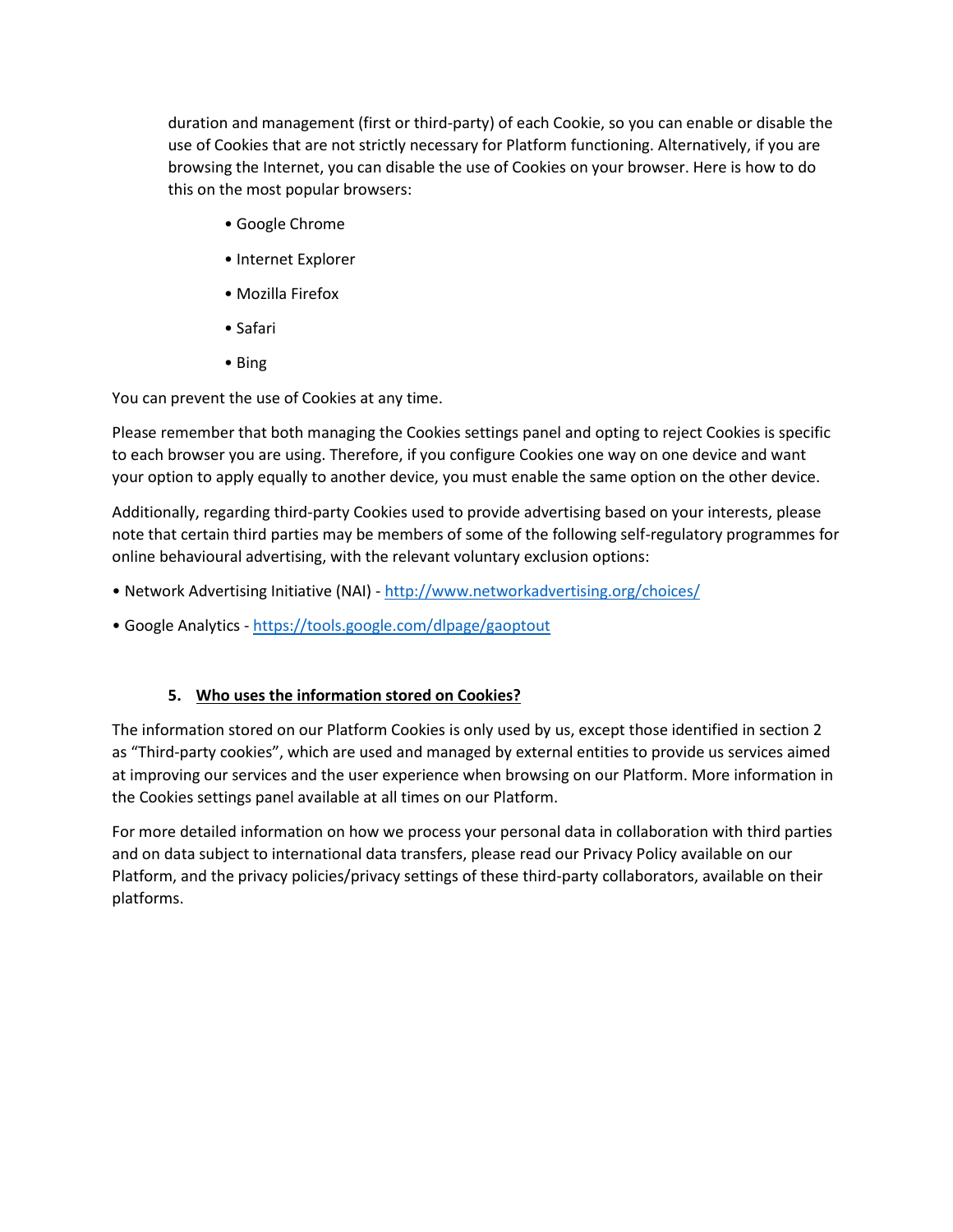duration and management (first or third-party) of each Cookie, so you can enable or disable the use of Cookies that are not strictly necessary for Platform functioning. Alternatively, if you are browsing the Internet, you can disable the use of Cookies on your browser. Here is how to do this on the most popular browsers:

- Google Chrome
- Internet Explorer
- Mozilla Firefox
- Safari
- Bing

You can prevent the use of Cookies at any time.

Please remember that both managing the Cookies settings panel and opting to reject Cookies is specific to each browser you are using. Therefore, if you configure Cookies one way on one device and want your option to apply equally to another device, you must enable the same option on the other device.

Additionally, regarding third-party Cookies used to provide advertising based on your interests, please note that certain third parties may be members of some of the following self-regulatory programmes for online behavioural advertising, with the relevant voluntary exclusion options:

- Network Advertising Initiative (NAI) - http://www.networkadvertising.org/choices/
- Google Analytics - https://tools.google.com/dlpage/gaoptout

## 5. **Who uses the information stored on Cookies?**

The information stored on our Platform Cookies is only used by us, except those identified in section 2 as "Third-party cookies", which are used and managed by external entities to provide us services aimed at improving our services and the user experience when browsing on our Platform. More information in the Cookies settings panel available at all times on our Platform.

For more detailed information on how we process your personal data in collaboration with third parties and on data subject to international data transfers, please read our Privacy Policy available on our Platform, and the privacy policies/privacy settings of these third-party collaborators, available on their platforms.